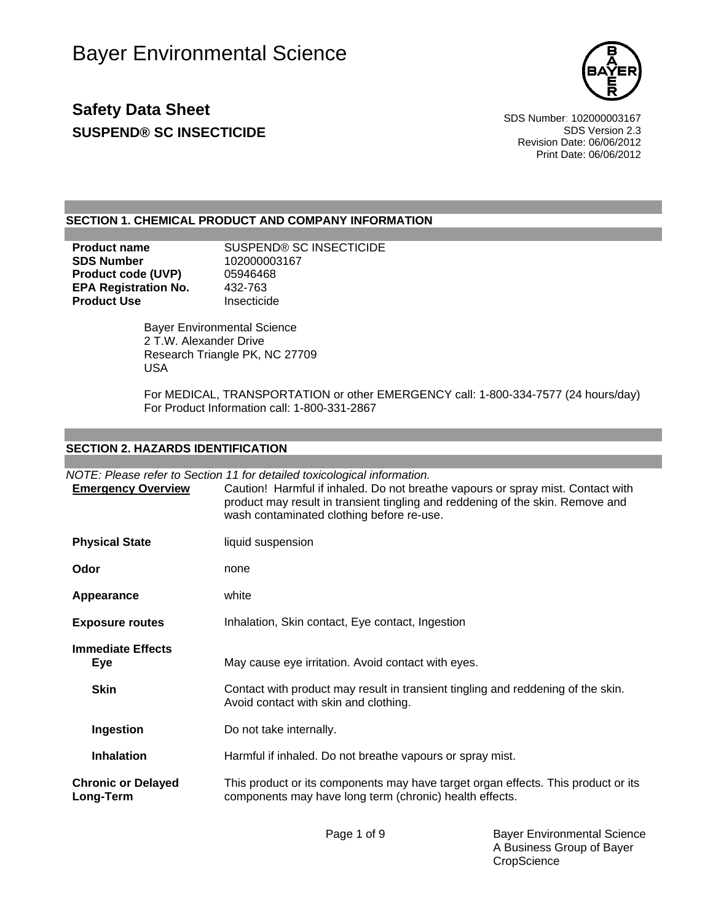# Bayer Environmental Science

## Safety Data Sheet
### SUSPEND® SC INSECTICIDE

SDS Number: 102000003167
SDS Version 2.3
Revision Date: 06/06/2012
Print Date: 06/06/2012

## SECTION 1. CHEMICAL PRODUCT AND COMPANY INFORMATION

| | |
|---|---|
| **Product name** | SUSPEND® SC INSECTICIDE |
| **SDS Number** | 102000003167 |
| **Product code (UVP)** | 05946468 |
| **EPA Registration No.** | 432-763 |
| **Product Use** | Insecticide |

Bayer Environmental Science
2 T.W. Alexander Drive
Research Triangle PK, NC 27709
USA

For MEDICAL, TRANSPORTATION or other EMERGENCY call: 1-800-334-7577 (24 hours/day)
For Product Information call: 1-800-331-2867

## SECTION 2. HAZARDS IDENTIFICATION

*NOTE: Please refer to Section 11 for detailed toxicological information.*

**Emergency Overview**: Caution! Harmful if inhaled. Do not breathe vapours or spray mist. Contact with product may result in transient tingling and reddening of the skin. Remove and wash contaminated clothing before re-use.

**Physical State**: liquid suspension

**Odor**: none

**Appearance**: white

**Exposure routes**: Inhalation, Skin contact, Eye contact, Ingestion

**Immediate Effects**

- **Eye**: May cause eye irritation. Avoid contact with eyes.
- **Skin**: Contact with product may result in transient tingling and reddening of the skin. Avoid contact with skin and clothing.
- **Ingestion**: Do not take internally.
- **Inhalation**: Harmful if inhaled. Do not breathe vapours or spray mist.

**Chronic or Delayed Long-Term**: This product or its components may have target organ effects. This product or its components may have long term (chronic) health effects.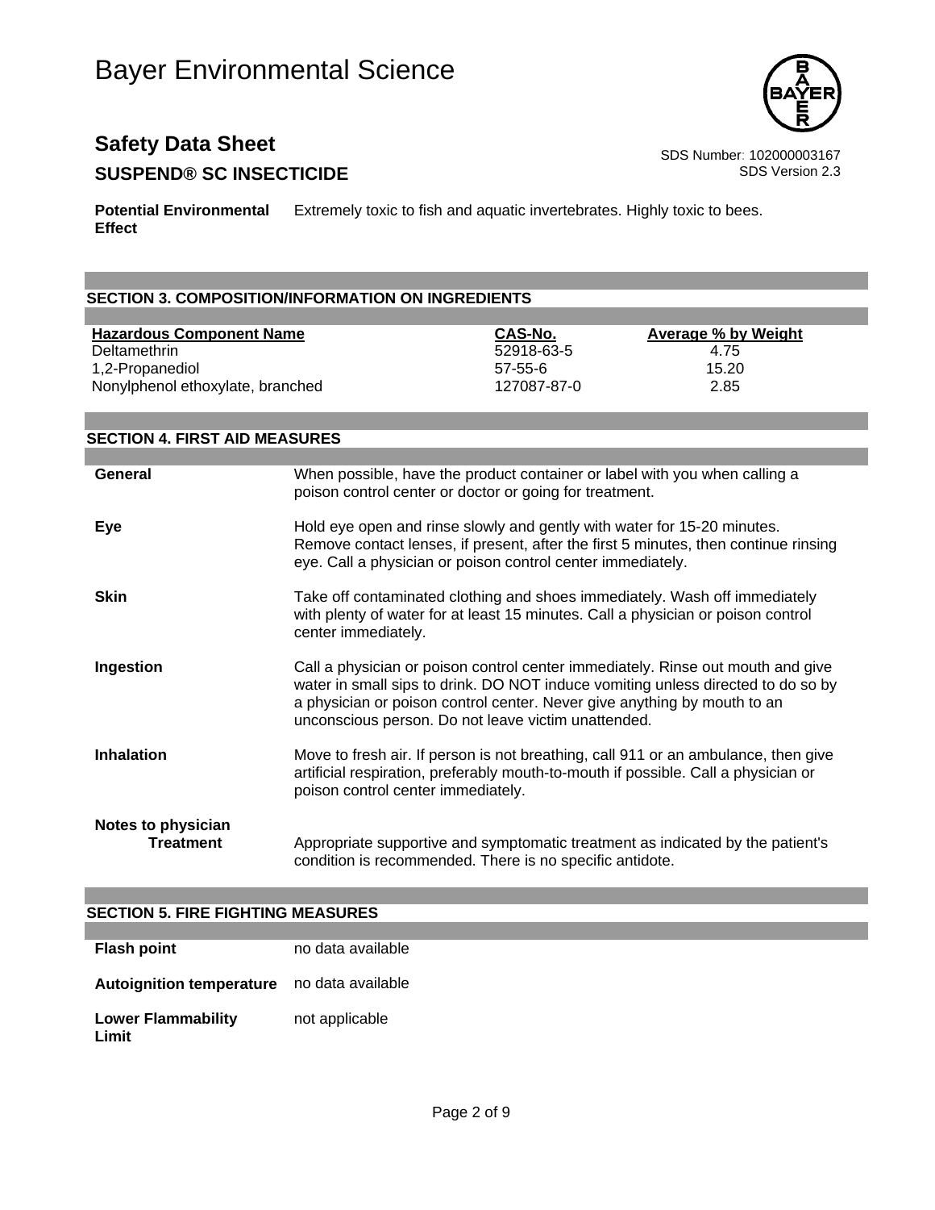| **Potential Environmental Effect** | Extremely toxic to fish and aquatic invertebrates. Highly toxic to bees. |
|---|---|

## SECTION 3. COMPOSITION/INFORMATION ON INGREDIENTS

| Hazardous Component Name | CAS-No. | Average % by Weight |
|---|---|---|
| Deltamethrin | 52918-63-5 | 4.75 |
| 1,2-Propanediol | 57-55-6 | 15.20 |
| Nonylphenol ethoxylate, branched | 127087-87-0 | 2.85 |

## SECTION 4. FIRST AID MEASURES

**General**
When possible, have the product container or label with you when calling a poison control center or doctor or going for treatment.

**Eye**
Hold eye open and rinse slowly and gently with water for 15-20 minutes. Remove contact lenses, if present, after the first 5 minutes, then continue rinsing eye. Call a physician or poison control center immediately.

**Skin**
Take off contaminated clothing and shoes immediately. Wash off immediately with plenty of water for at least 15 minutes. Call a physician or poison control center immediately.

**Ingestion**
Call a physician or poison control center immediately. Rinse out mouth and give water in small sips to drink. DO NOT induce vomiting unless directed to do so by a physician or poison control center. Never give anything by mouth to an unconscious person. Do not leave victim unattended.

**Inhalation**
Move to fresh air. If person is not breathing, call 911 or an ambulance, then give artificial respiration, preferably mouth-to-mouth if possible. Call a physician or poison control center immediately.

**Notes to physician**

**Treatment**
Appropriate supportive and symptomatic treatment as indicated by the patient's condition is recommended. There is no specific antidote.

## SECTION 5. FIRE FIGHTING MEASURES

| | |
|---|---|
| **Flash point** | no data available |
| **Autoignition temperature** | no data available |
| **Lower Flammability Limit** | not applicable |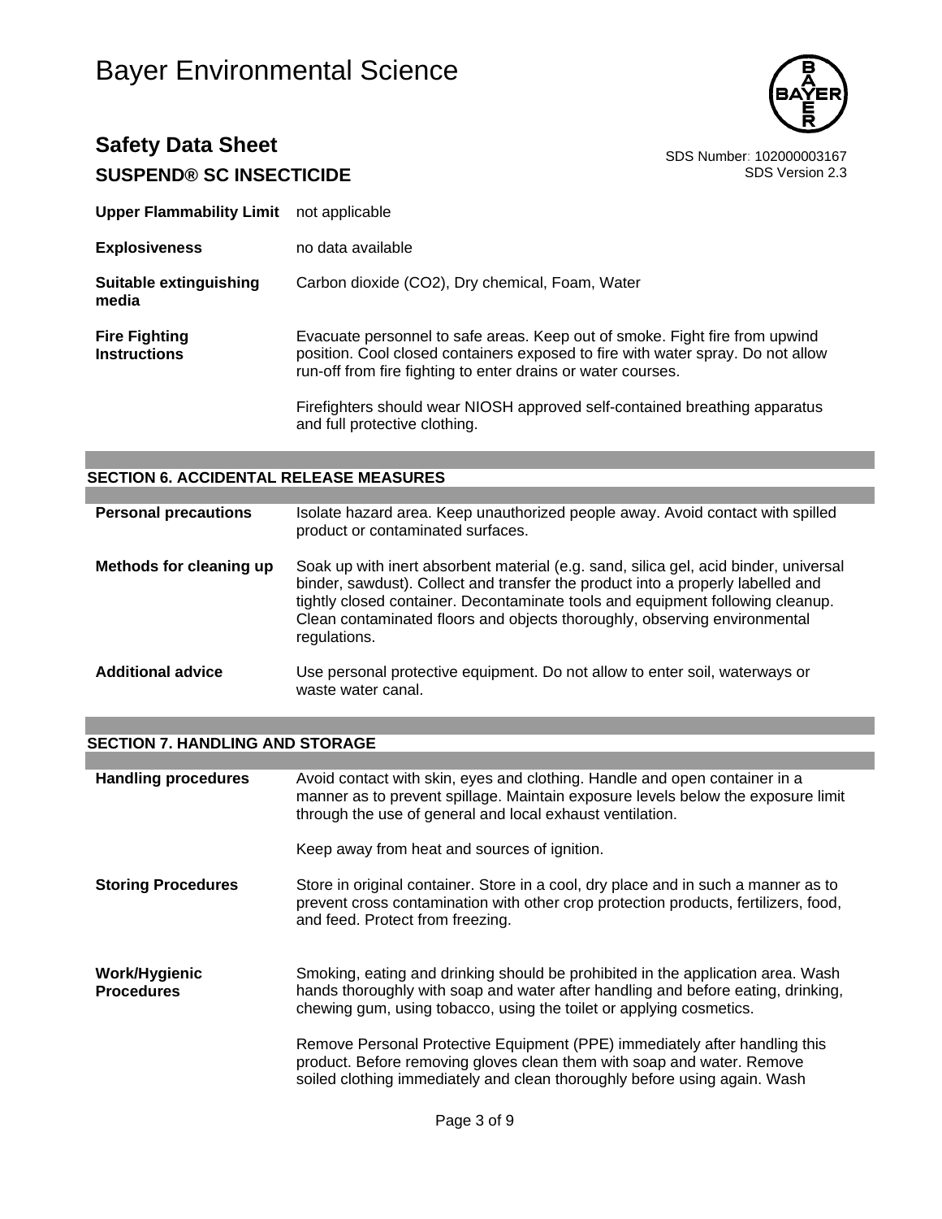| | |
|---|---|
| **Upper Flammability Limit** | not applicable |
| **Explosiveness** | no data available |
| **Suitable extinguishing media** | Carbon dioxide ($CO_2$), Dry chemical, Foam, Water |
| **Fire Fighting Instructions** | Evacuate personnel to safe areas. Keep out of smoke. Fight fire from upwind position. Cool closed containers exposed to fire with water spray. Do not allow run-off from fire fighting to enter drains or water courses.<br><br>Firefighters should wear NIOSH approved self-contained breathing apparatus and full protective clothing. |

## SECTION 6. ACCIDENTAL RELEASE MEASURES

| | |
|---|---|
| **Personal precautions** | Isolate hazard area. Keep unauthorized people away. Avoid contact with spilled product or contaminated surfaces. |
| **Methods for cleaning up** | Soak up with inert absorbent material (e.g. sand, silica gel, acid binder, universal binder, sawdust). Collect and transfer the product into a properly labelled and tightly closed container. Decontaminate tools and equipment following cleanup. Clean contaminated floors and objects thoroughly, observing environmental regulations. |
| **Additional advice** | Use personal protective equipment. Do not allow to enter soil, waterways or waste water canal. |

## SECTION 7. HANDLING AND STORAGE

| | |
|---|---|
| **Handling procedures** | Avoid contact with skin, eyes and clothing. Handle and open container in a manner as to prevent spillage. Maintain exposure levels below the exposure limit through the use of general and local exhaust ventilation.<br><br>Keep away from heat and sources of ignition. |
| **Storing Procedures** | Store in original container. Store in a cool, dry place and in such a manner as to prevent cross contamination with other crop protection products, fertilizers, food, and feed. Protect from freezing. |
| **Work/Hygienic Procedures** | Smoking, eating and drinking should be prohibited in the application area. Wash hands thoroughly with soap and water after handling and before eating, drinking, chewing gum, using tobacco, using the toilet or applying cosmetics.<br><br>Remove Personal Protective Equipment (PPE) immediately after handling this product. Before removing gloves clean them with soap and water. Remove soiled clothing immediately and clean thoroughly before using again. Wash |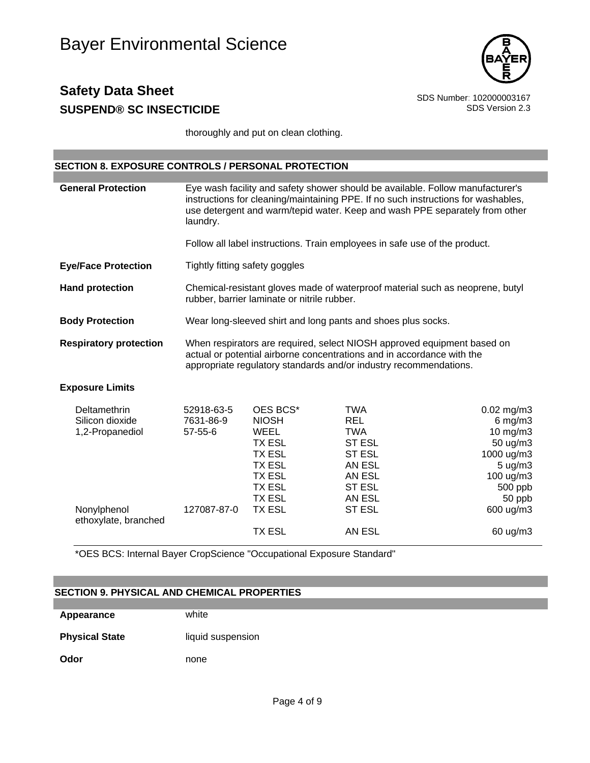thoroughly and put on clean clothing.

## SECTION 8. EXPOSURE CONTROLS / PERSONAL PROTECTION

**General Protection** Eye wash facility and safety shower should be available. Follow manufacturer's instructions for cleaning/maintaining PPE. If no such instructions for washables, use detergent and warm/tepid water. Keep and wash PPE separately from other laundry.

Follow all label instructions. Train employees in safe use of the product.

**Eye/Face Protection** Tightly fitting safety goggles

**Hand protection** Chemical-resistant gloves made of waterproof material such as neoprene, butyl rubber, barrier laminate or nitrile rubber.

**Body Protection** Wear long-sleeved shirt and long pants and shoes plus socks.

**Respiratory protection** When respirators are required, select NIOSH approved equipment based on actual or potential airborne concentrations and in accordance with the appropriate regulatory standards and/or industry recommendations.

**Exposure Limits**

| | | | | |
|---|---|---|---|---|
| Deltamethrin | 52918-63-5 | OES BCS* | TWA | 0.02 mg/m3 |
| Silicon dioxide | 7631-86-9 | NIOSH | REL | 6 mg/m3 |
| 1,2-Propanediol | 57-55-6 | WEEL | TWA | 10 mg/m3 |
| | | TX ESL | ST ESL | 50 ug/m3 |
| | | TX ESL | ST ESL | 1000 ug/m3 |
| | | TX ESL | AN ESL | 5 ug/m3 |
| | | TX ESL | AN ESL | 100 ug/m3 |
| | | TX ESL | ST ESL | 500 ppb |
| | | TX ESL | AN ESL | 50 ppb |
| Nonylphenol ethoxylate, branched | 127087-87-0 | TX ESL | ST ESL | 600 ug/m3 |
| | | TX ESL | AN ESL | 60 ug/m3 |

*OES BCS: Internal Bayer CropScience "Occupational Exposure Standard"

## SECTION 9. PHYSICAL AND CHEMICAL PROPERTIES

**Appearance** white

**Physical State** liquid suspension

**Odor** none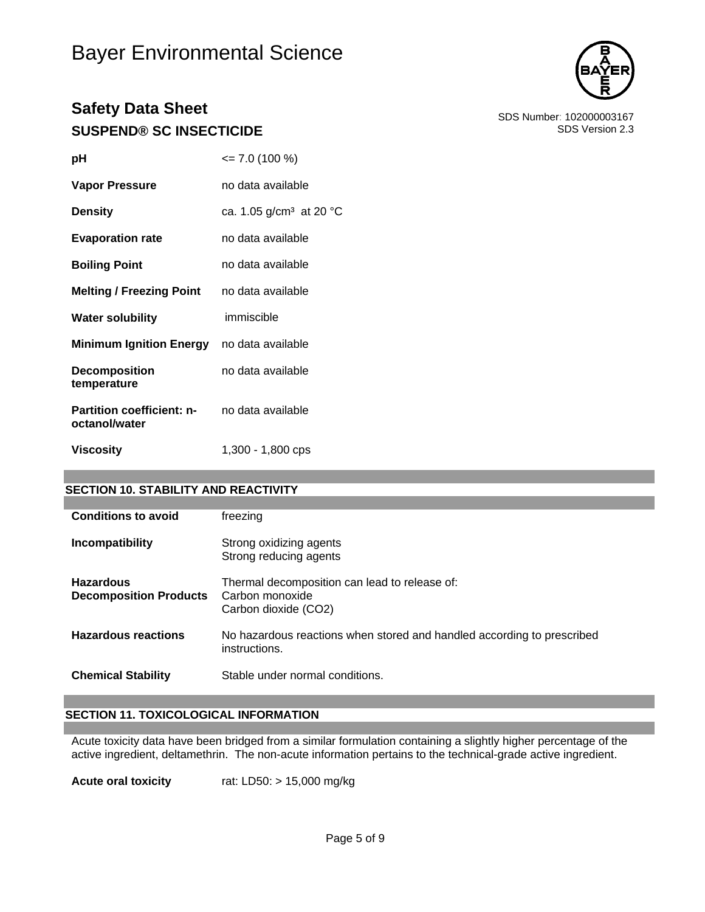| | |
|---|---|
| **pH** | <= 7.0 (100 %) |
| **Vapor Pressure** | no data available |
| **Density** | ca. 1.05 g/cm³ at 20 °C |
| **Evaporation rate** | no data available |
| **Boiling Point** | no data available |
| **Melting / Freezing Point** | no data available |
| **Water solubility** | immiscible |
| **Minimum Ignition Energy** | no data available |
| **Decomposition temperature** | no data available |
| **Partition coefficient: n-octanol/water** | no data available |
| **Viscosity** | 1,300 - 1,800 cps |

## SECTION 10. STABILITY AND REACTIVITY

| | |
|---|---|
| **Conditions to avoid** | freezing |
| **Incompatibility** | Strong oxidizing agents<br>Strong reducing agents |
| **Hazardous Decomposition Products** | Thermal decomposition can lead to release of:<br>Carbon monoxide<br>Carbon dioxide ($CO_2$) |
| **Hazardous reactions** | No hazardous reactions when stored and handled according to prescribed instructions. |
| **Chemical Stability** | Stable under normal conditions. |

## SECTION 11. TOXICOLOGICAL INFORMATION

Acute toxicity data have been bridged from a similar formulation containing a slightly higher percentage of the active ingredient, deltamethrin. The non-acute information pertains to the technical-grade active ingredient.

| | |
|---|---|
| **Acute oral toxicity** | rat: LD50: > 15,000 mg/kg |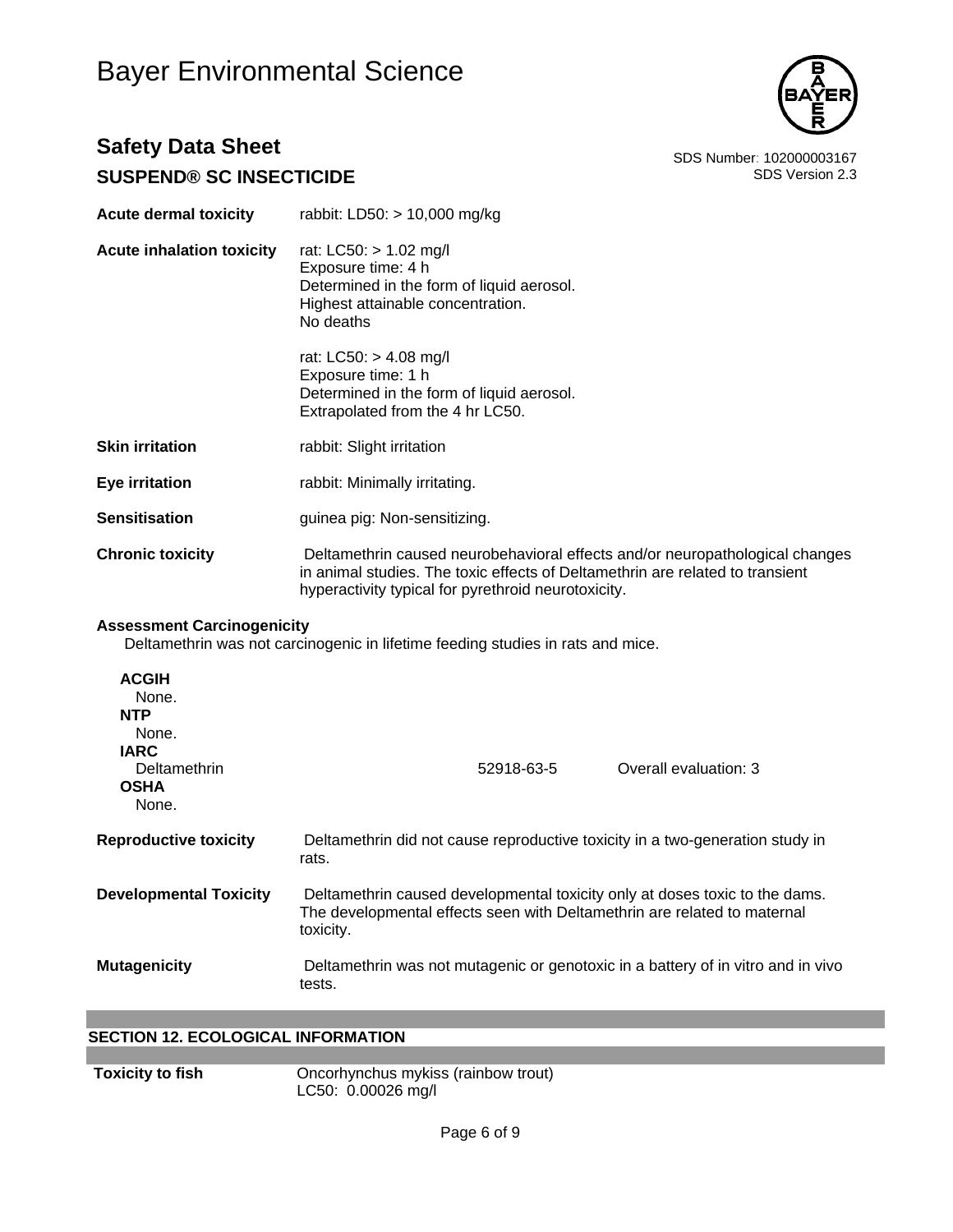| | |
|---|---|
| **Acute dermal toxicity** | rabbit: LD50: > 10,000 mg/kg |
| **Acute inhalation toxicity** | rat: LC50: > 1.02 mg/l<br>Exposure time: 4 h<br>Determined in the form of liquid aerosol.<br>Highest attainable concentration.<br>No deaths |
| | rat: LC50: > 4.08 mg/l<br>Exposure time: 1 h<br>Determined in the form of liquid aerosol.<br>Extrapolated from the 4 hr LC50. |
| **Skin irritation** | rabbit: Slight irritation |
| **Eye irritation** | rabbit: Minimally irritating. |
| **Sensitisation** | guinea pig: Non-sensitizing. |
| **Chronic toxicity** | Deltamethrin caused neurobehavioral effects and/or neuropathological changes in animal studies. The toxic effects of Deltamethrin are related to transient hyperactivity typical for pyrethroid neurotoxicity. |

**Assessment Carcinogenicity**

Deltamethrin was not carcinogenic in lifetime feeding studies in rats and mice.

**ACGIH**
None.

**NTP**
None.

**IARC**

| | | |
|---|---|---|
| Deltamethrin | 52918-63-5 | Overall evaluation: 3 |

**OSHA**
None.

| | |
|---|---|
| **Reproductive toxicity** | Deltamethrin did not cause reproductive toxicity in a two-generation study in rats. |
| **Developmental Toxicity** | Deltamethrin caused developmental toxicity only at doses toxic to the dams. The developmental effects seen with Deltamethrin are related to maternal toxicity. |
| **Mutagenicity** | Deltamethrin was not mutagenic or genotoxic in a battery of in vitro and in vivo tests. |

## SECTION 12. ECOLOGICAL INFORMATION

| | |
|---|---|
| **Toxicity to fish** | Oncorhynchus mykiss (rainbow trout)<br>LC50: 0.00026 mg/l |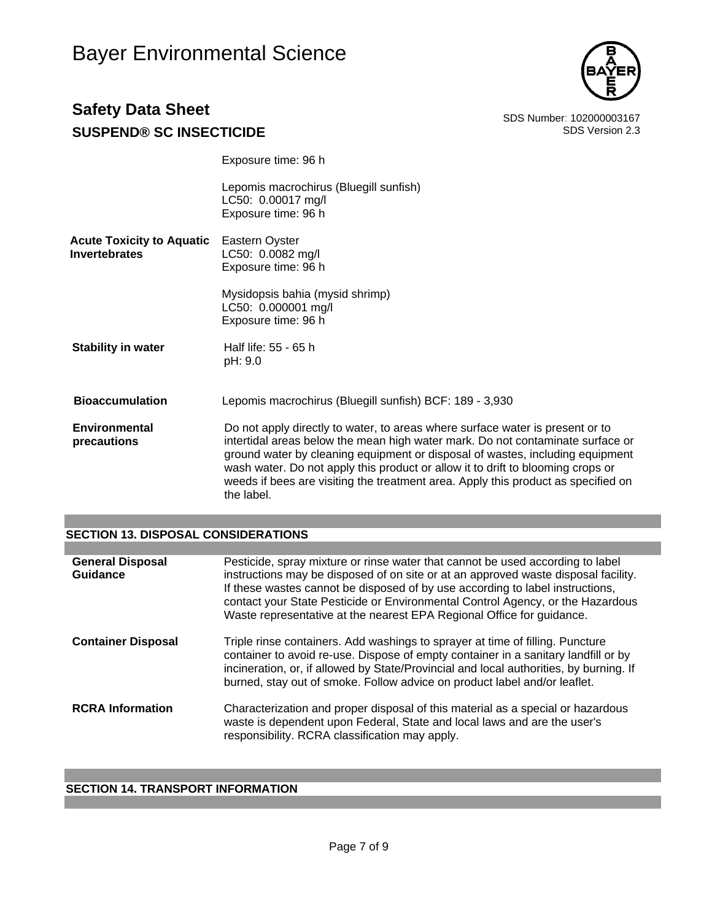| | |
|---|---|
| | Exposure time: 96 h |
| | Lepomis macrochirus (Bluegill sunfish)<br>LC50: 0.00017 mg/l<br>Exposure time: 96 h |
| **Acute Toxicity to Aquatic Invertebrates** | Eastern Oyster<br>LC50: 0.0082 mg/l<br>Exposure time: 96 h |
| | Mysidopsis bahia (mysid shrimp)<br>LC50: 0.000001 mg/l<br>Exposure time: 96 h |
| **Stability in water** | Half life: 55 - 65 h<br>pH: 9.0 |
| **Bioaccumulation** | Lepomis macrochirus (Bluegill sunfish) BCF: 189 - 3,930 |
| **Environmental precautions** | Do not apply directly to water, to areas where surface water is present or to intertidal areas below the mean high water mark. Do not contaminate surface or ground water by cleaning equipment or disposal of wastes, including equipment wash water. Do not apply this product or allow it to drift to blooming crops or weeds if bees are visiting the treatment area. Apply this product as specified on the label. |

## SECTION 13. DISPOSAL CONSIDERATIONS

| | |
|---|---|
| **General Disposal Guidance** | Pesticide, spray mixture or rinse water that cannot be used according to label instructions may be disposed of on site or at an approved waste disposal facility. If these wastes cannot be disposed of by use according to label instructions, contact your State Pesticide or Environmental Control Agency, or the Hazardous Waste representative at the nearest EPA Regional Office for guidance. |
| **Container Disposal** | Triple rinse containers. Add washings to sprayer at time of filling. Puncture container to avoid re-use. Dispose of empty container in a sanitary landfill or by incineration, or, if allowed by State/Provincial and local authorities, by burning. If burned, stay out of smoke. Follow advice on product label and/or leaflet. |
| **RCRA Information** | Characterization and proper disposal of this material as a special or hazardous waste is dependent upon Federal, State and local laws and are the user's responsibility. RCRA classification may apply. |

## SECTION 14. TRANSPORT INFORMATION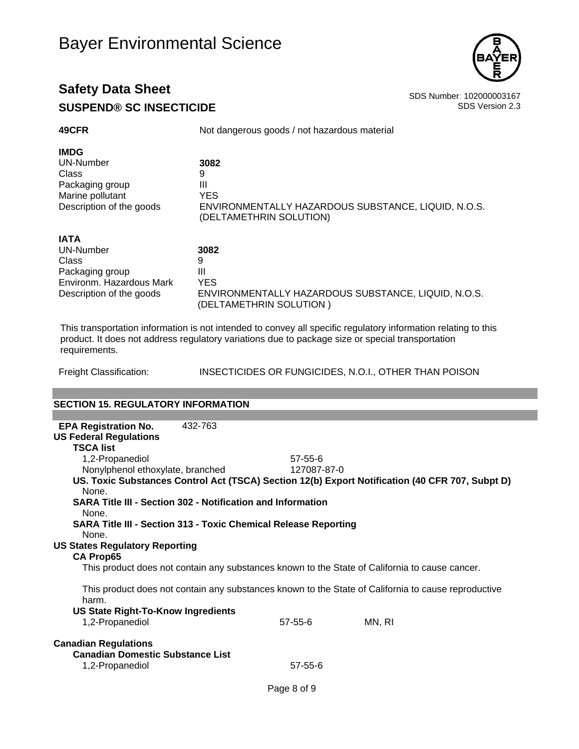| | |
|---|---|
| **49CFR** | Not dangerous goods / not hazardous material |

**IMDG**

| | |
|---|---|
| UN-Number | **3082** |
| Class | 9 |
| Packaging group | III |
| Marine pollutant | YES |
| Description of the goods | ENVIRONMENTALLY HAZARDOUS SUBSTANCE, LIQUID, N.O.S. (DELTAMETHRIN SOLUTION) |

**IATA**

| | |
|---|---|
| UN-Number | **3082** |
| Class | 9 |
| Packaging group | III |
| Environm. Hazardous Mark | YES |
| Description of the goods | ENVIRONMENTALLY HAZARDOUS SUBSTANCE, LIQUID, N.O.S. (DELTAMETHRIN SOLUTION ) |

This transportation information is not intended to convey all specific regulatory information relating to this product. It does not address regulatory variations due to package size or special transportation requirements.

Freight Classification: INSECTICIDES OR FUNGICIDES, N.O.I., OTHER THAN POISON

## SECTION 15. REGULATORY INFORMATION

**EPA Registration No.** 432-763

**US Federal Regulations**

**TSCA list**

| | |
|---|---|
| 1,2-Propanediol | 57-55-6 |
| Nonylphenol ethoxylate, branched | 127087-87-0 |

**US. Toxic Substances Control Act (TSCA) Section 12(b) Export Notification (40 CFR 707, Subpt D)**

None.

**SARA Title III - Section 302 - Notification and Information**

None.

**SARA Title III - Section 313 - Toxic Chemical Release Reporting**

None.

**US States Regulatory Reporting**

**CA Prop65**

This product does not contain any substances known to the State of California to cause cancer.

This product does not contain any substances known to the State of California to cause reproductive harm.

**US State Right-To-Know Ingredients**

| | | |
|---|---|---|
| 1,2-Propanediol | 57-55-6 | MN, RI |

**Canadian Regulations**

**Canadian Domestic Substance List**

| | |
|---|---|
| 1,2-Propanediol | 57-55-6 |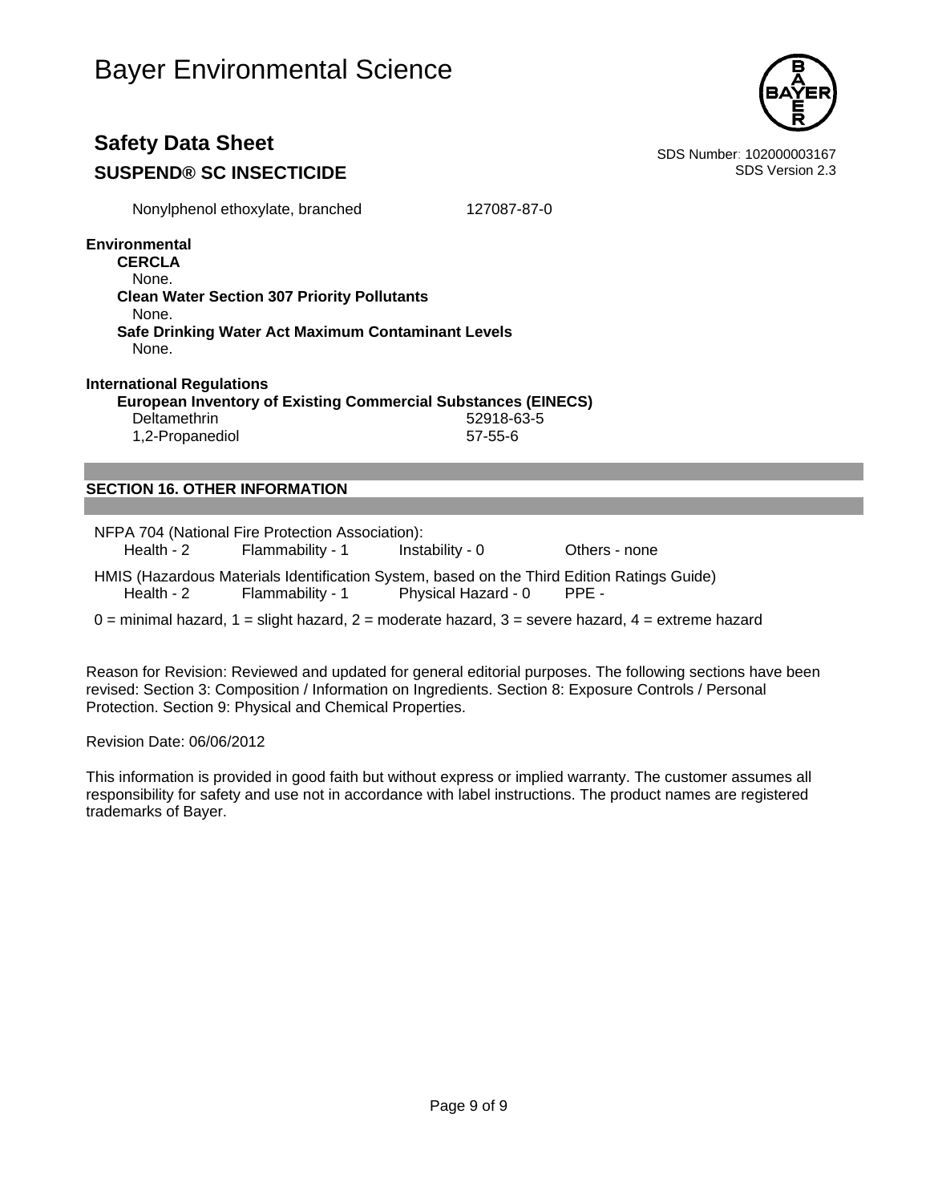| | |
|---|---|
| Nonylphenol ethoxylate, branched | 127087-87-0 |

**Environmental**

**CERCLA**

None.

**Clean Water Section 307 Priority Pollutants**

None.

**Safe Drinking Water Act Maximum Contaminant Levels**

None.

**International Regulations**

**European Inventory of Existing Commercial Substances (EINECS)**

| | |
|---|---|
| Deltamethrin | 52918-63-5 |
| 1,2-Propanediol | 57-55-6 |

## SECTION 16. OTHER INFORMATION

NFPA 704 (National Fire Protection Association):

| | | | |
|---|---|---|---|
| Health - 2 | Flammability - 1 | Instability - 0 | Others - none |

HMIS (Hazardous Materials Identification System, based on the Third Edition Ratings Guide)

| | | | |
|---|---|---|---|
| Health - 2 | Flammability - 1 | Physical Hazard - 0 | PPE - |

0 = minimal hazard, 1 = slight hazard, 2 = moderate hazard, 3 = severe hazard, 4 = extreme hazard

Reason for Revision: Reviewed and updated for general editorial purposes. The following sections have been revised: Section 3: Composition / Information on Ingredients. Section 8: Exposure Controls / Personal Protection. Section 9: Physical and Chemical Properties.

Revision Date: 06/06/2012

This information is provided in good faith but without express or implied warranty. The customer assumes all responsibility for safety and use not in accordance with label instructions. The product names are registered trademarks of Bayer.